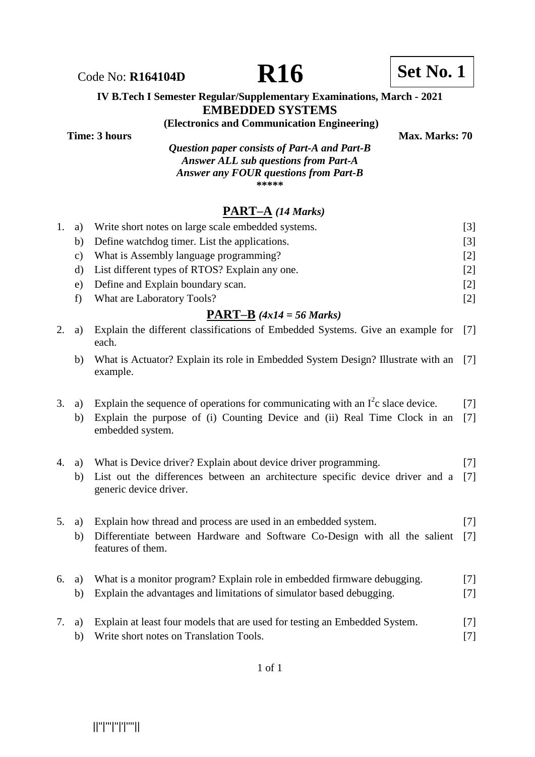Code No: **R164104D** **R16** **Set No. 1**

**IV B.Tech I Semester Regular/Supplementary Examinations, March - 2021**

## EMBEDDED SYSTEMS

**(Electronics and Communication Engineering)**

**Time: 3 hours** **Max. Marks: 70**

*Question paper consists of Part-A and Part-B*
*Answer ALL sub questions from Part-A*
*Answer any FOUR questions from Part-B*

*****

## PART–A *(14 Marks)*

1. a) Write short notes on large scale embedded systems. [3]
   b) Define watchdog timer. List the applications. [3]
   c) What is Assembly language programming? [2]
   d) List different types of RTOS? Explain any one. [2]
   e) Define and Explain boundary scan. [2]
   f) What are Laboratory Tools? [2]

## PART–B *(4x14 = 56 Marks)*

2. a) Explain the different classifications of Embedded Systems. Give an example for each. [7]
   b) What is Actuator? Explain its role in Embedded System Design? Illustrate with an example. [7]

3. a) Explain the sequence of operations for communicating with an $I^2c$ slace device. [7]
   b) Explain the purpose of (i) Counting Device and (ii) Real Time Clock in an embedded system. [7]

4. a) What is Device driver? Explain about device driver programming. [7]
   b) List out the differences between an architecture specific device driver and a generic device driver. [7]

5. a) Explain how thread and process are used in an embedded system. [7]
   b) Differentiate between Hardware and Software Co-Design with all the salient features of them. [7]

6. a) What is a monitor program? Explain role in embedded firmware debugging. [7]
   b) Explain the advantages and limitations of simulator based debugging. [7]

7. a) Explain at least four models that are used for testing an Embedded System. [7]
   b) Write short notes on Translation Tools. [7]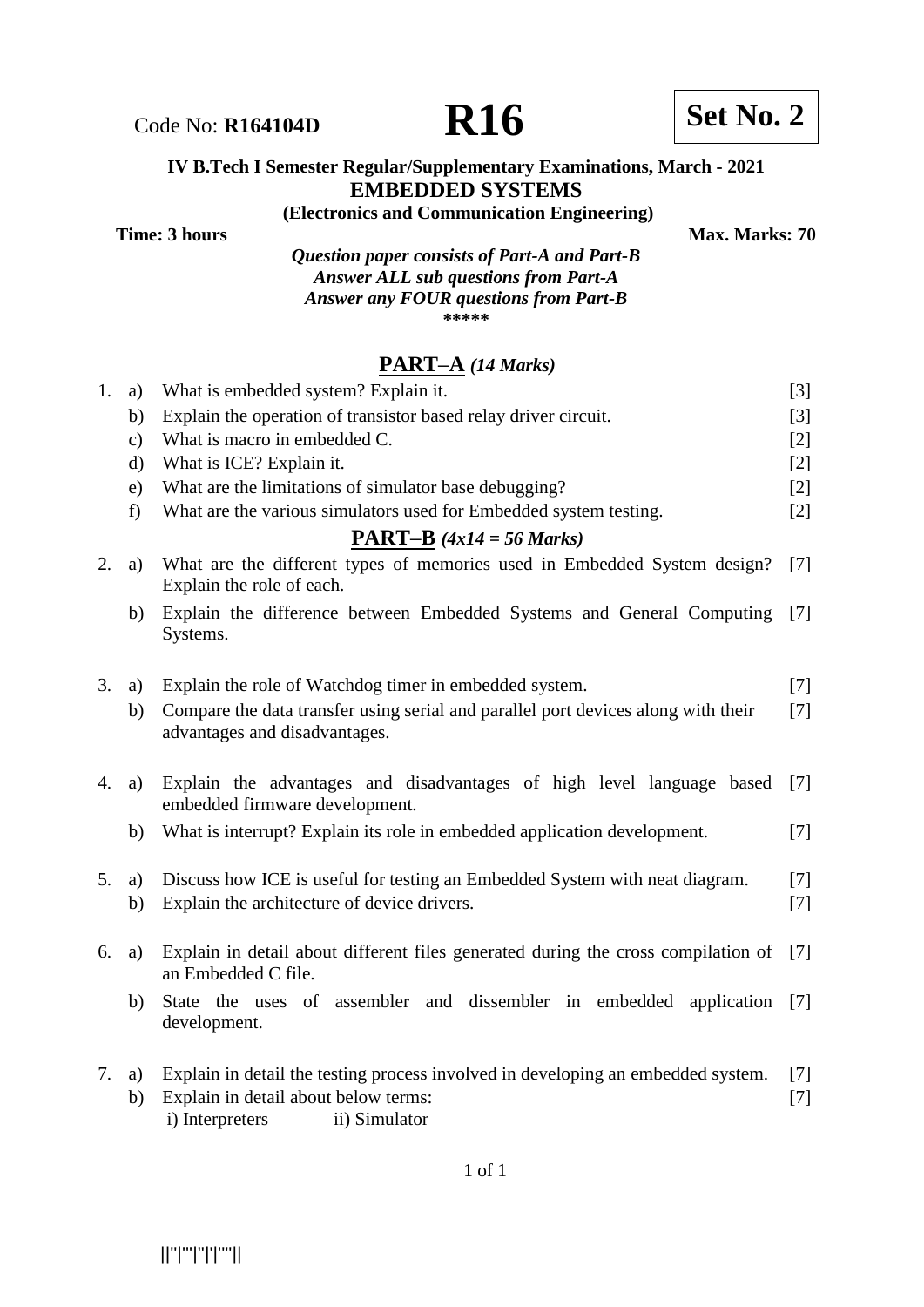Code No: **R164104D** **R16** **Set No. 2**

**IV B.Tech I Semester Regular/Supplementary Examinations, March - 2021**

**EMBEDDED SYSTEMS**

**(Electronics and Communication Engineering)**

**Time: 3 hours** **Max. Marks: 70**

***Question paper consists of Part-A and Part-B***
***Answer ALL sub questions from Part-A***
***Answer any FOUR questions from Part-B***

\*\*\*\*\*

## PART–A *(14 Marks)*

1\. a) What is embedded system? Explain it. [3]

b) Explain the operation of transistor based relay driver circuit. [3]

c) What is macro in embedded C. [2]

d) What is ICE? Explain it. [2]

e) What are the limitations of simulator base debugging? [2]

f) What are the various simulators used for Embedded system testing. [2]

## PART–B *(4x14 = 56 Marks)*

2\. a) What are the different types of memories used in Embedded System design? Explain the role of each. [7]

b) Explain the difference between Embedded Systems and General Computing Systems. [7]

3\. a) Explain the role of Watchdog timer in embedded system. [7]

b) Compare the data transfer using serial and parallel port devices along with their advantages and disadvantages. [7]

4\. a) Explain the advantages and disadvantages of high level language based embedded firmware development. [7]

b) What is interrupt? Explain its role in embedded application development. [7]

5\. a) Discuss how ICE is useful for testing an Embedded System with neat diagram. [7]

b) Explain the architecture of device drivers. [7]

6\. a) Explain in detail about different files generated during the cross compilation of an Embedded C file. [7]

b) State the uses of assembler and dissembler in embedded application development. [7]

7\. a) Explain in detail the testing process involved in developing an embedded system. [7]

b) Explain in detail about below terms: [7]

i) Interpreters ii) Simulator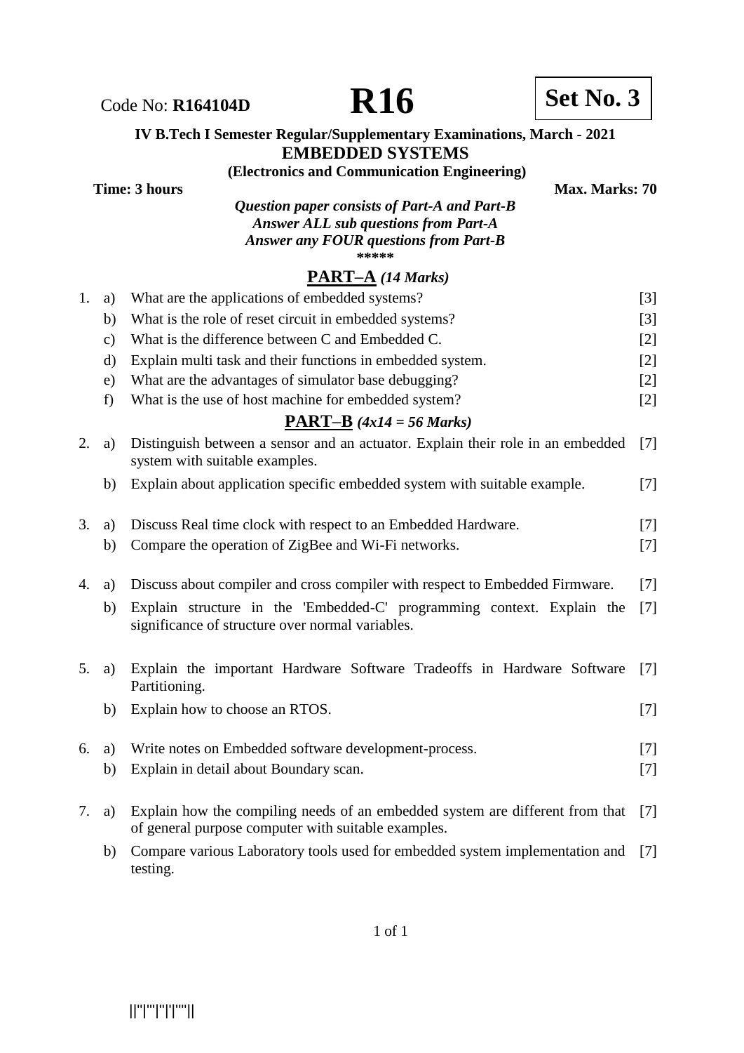Code No: **R164104D** **R16** **Set No. 3**

**IV B.Tech I Semester Regular/Supplementary Examinations, March - 2021**

**EMBEDDED SYSTEMS**

**(Electronics and Communication Engineering)**

**Time: 3 hours** **Max. Marks: 70**

***Question paper consists of Part-A and Part-B***
***Answer ALL sub questions from Part-A***
***Answer any FOUR questions from Part-B***

*****

## PART–A *(14 Marks)*

| | | | |
|---|---|---|---|
| 1. | a) | What are the applications of embedded systems? | [3] |
| | b) | What is the role of reset circuit in embedded systems? | [3] |
| | c) | What is the difference between C and Embedded C. | [2] |
| | d) | Explain multi task and their functions in embedded system. | [2] |
| | e) | What are the advantages of simulator base debugging? | [2] |
| | f) | What is the use of host machine for embedded system? | [2] |

## PART–B *(4x14 = 56 Marks)*

| | | | |
|---|---|---|---|
| 2. | a) | Distinguish between a sensor and an actuator. Explain their role in an embedded system with suitable examples. | [7] |
| | b) | Explain about application specific embedded system with suitable example. | [7] |
| 3. | a) | Discuss Real time clock with respect to an Embedded Hardware. | [7] |
| | b) | Compare the operation of ZigBee and Wi-Fi networks. | [7] |
| 4. | a) | Discuss about compiler and cross compiler with respect to Embedded Firmware. | [7] |
| | b) | Explain structure in the 'Embedded-C' programming context. Explain the significance of structure over normal variables. | [7] |
| 5. | a) | Explain the important Hardware Software Tradeoffs in Hardware Software Partitioning. | [7] |
| | b) | Explain how to choose an RTOS. | [7] |
| 6. | a) | Write notes on Embedded software development-process. | [7] |
| | b) | Explain in detail about Boundary scan. | [7] |
| 7. | a) | Explain how the compiling needs of an embedded system are different from that of general purpose computer with suitable examples. | [7] |
| | b) | Compare various Laboratory tools used for embedded system implementation and testing. | [7] |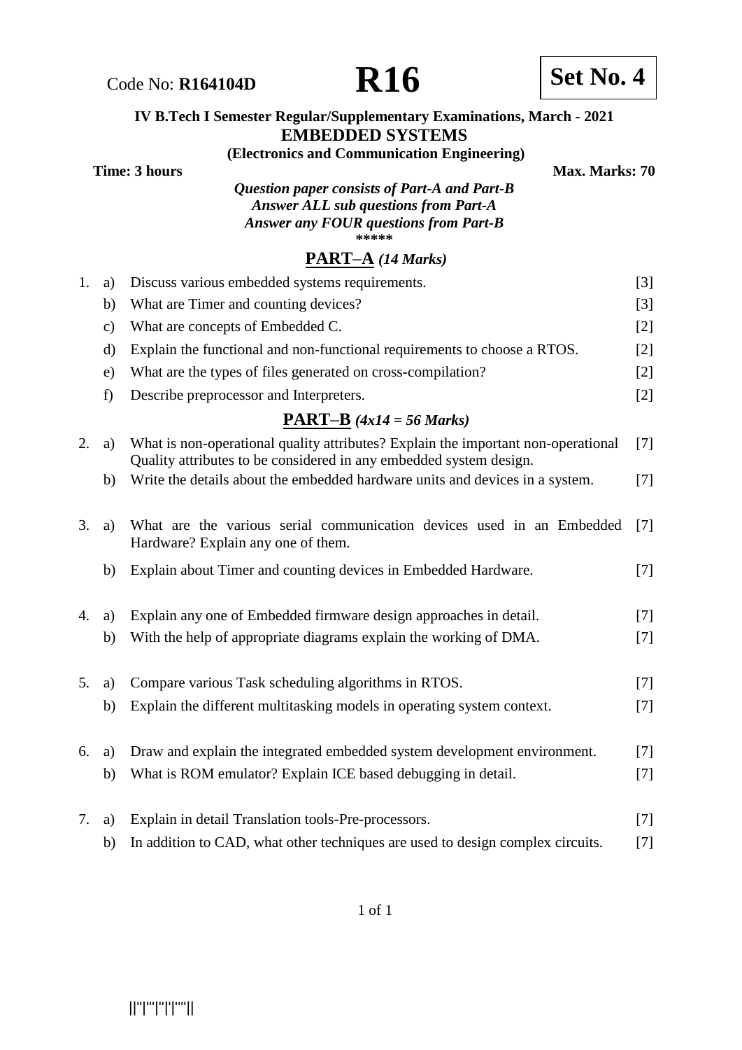Code No: **R164104D** **R16** **Set No. 4**

**IV B.Tech I Semester Regular/Supplementary Examinations, March - 2021**
**EMBEDDED SYSTEMS**
**(Electronics and Communication Engineering)**

**Time: 3 hours** **Max. Marks: 70**

***Question paper consists of Part-A and Part-B***
***Answer ALL sub questions from Part-A***
***Answer any FOUR questions from Part-B***
\*\*\*\*\*

## PART–A *(14 Marks)*

| | | | |
|---|---|---|---|
| 1. | a) | Discuss various embedded systems requirements. | [3] |
| | b) | What are Timer and counting devices? | [3] |
| | c) | What are concepts of Embedded C. | [2] |
| | d) | Explain the functional and non-functional requirements to choose a RTOS. | [2] |
| | e) | What are the types of files generated on cross-compilation? | [2] |
| | f) | Describe preprocessor and Interpreters. | [2] |

## PART–B *(4x14 = 56 Marks)*

| | | | |
|---|---|---|---|
| 2. | a) | What is non-operational quality attributes? Explain the important non-operational Quality attributes to be considered in any embedded system design. | [7] |
| | b) | Write the details about the embedded hardware units and devices in a system. | [7] |
| 3. | a) | What are the various serial communication devices used in an Embedded Hardware? Explain any one of them. | [7] |
| | b) | Explain about Timer and counting devices in Embedded Hardware. | [7] |
| 4. | a) | Explain any one of Embedded firmware design approaches in detail. | [7] |
| | b) | With the help of appropriate diagrams explain the working of DMA. | [7] |
| 5. | a) | Compare various Task scheduling algorithms in RTOS. | [7] |
| | b) | Explain the different multitasking models in operating system context. | [7] |
| 6. | a) | Draw and explain the integrated embedded system development environment. | [7] |
| | b) | What is ROM emulator? Explain ICE based debugging in detail. | [7] |
| 7. | a) | Explain in detail Translation tools-Pre-processors. | [7] |
| | b) | In addition to CAD, what other techniques are used to design complex circuits. | [7] |